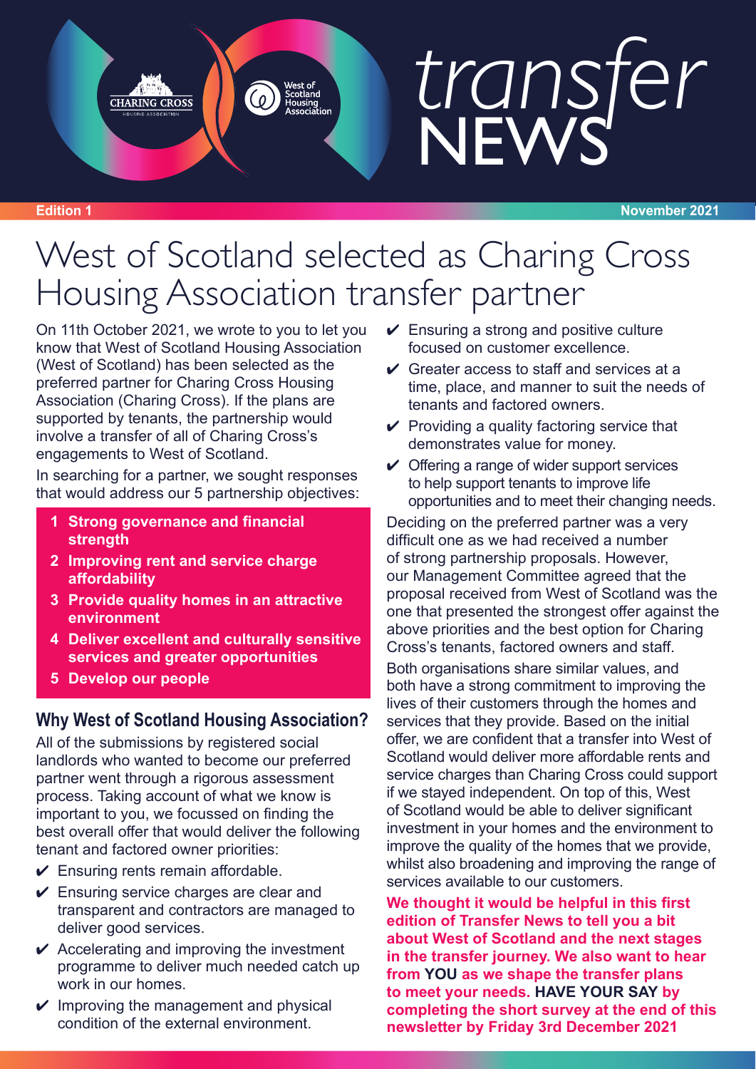# transfer NEWS

**Edition 1** | **November 2021**

# West of Scotland selected as Charing Cross Housing Association transfer partner

On 11th October 2021, we wrote to you to let you know that West of Scotland Housing Association (West of Scotland) has been selected as the preferred partner for Charing Cross Housing Association (Charing Cross). If the plans are supported by tenants, the partnership would involve a transfer of all of Charing Cross's engagements to West of Scotland.

In searching for a partner, we sought responses that would address our 5 partnership objectives:

1. **Strong governance and financial strength**
2. **Improving rent and service charge affordability**
3. **Provide quality homes in an attractive environment**
4. **Deliver excellent and culturally sensitive services and greater opportunities**
5. **Develop our people**

## Why West of Scotland Housing Association?

All of the submissions by registered social landlords who wanted to become our preferred partner went through a rigorous assessment process. Taking account of what we know is important to you, we focussed on finding the best overall offer that would deliver the following tenant and factored owner priorities:

- ✔ Ensuring rents remain affordable.
- ✔ Ensuring service charges are clear and transparent and contractors are managed to deliver good services.
- ✔ Accelerating and improving the investment programme to deliver much needed catch up work in our homes.
- ✔ Improving the management and physical condition of the external environment.
- ✔ Ensuring a strong and positive culture focused on customer excellence.
- ✔ Greater access to staff and services at a time, place, and manner to suit the needs of tenants and factored owners.
- ✔ Providing a quality factoring service that demonstrates value for money.
- ✔ Offering a range of wider support services to help support tenants to improve life opportunities and to meet their changing needs.

Deciding on the preferred partner was a very difficult one as we had received a number of strong partnership proposals. However, our Management Committee agreed that the proposal received from West of Scotland was the one that presented the strongest offer against the above priorities and the best option for Charing Cross's tenants, factored owners and staff.

Both organisations share similar values, and both have a strong commitment to improving the lives of their customers through the homes and services that they provide. Based on the initial offer, we are confident that a transfer into West of Scotland would deliver more affordable rents and service charges than Charing Cross could support if we stayed independent. On top of this, West of Scotland would be able to deliver significant investment in your homes and the environment to improve the quality of the homes that we provide, whilst also broadening and improving the range of services available to our customers.

**We thought it would be helpful in this first edition of Transfer News to tell you a bit about West of Scotland and the next stages in the transfer journey. We also want to hear from YOU as we shape the transfer plans to meet your needs. HAVE YOUR SAY by completing the short survey at the end of this newsletter by Friday 3rd December 2021**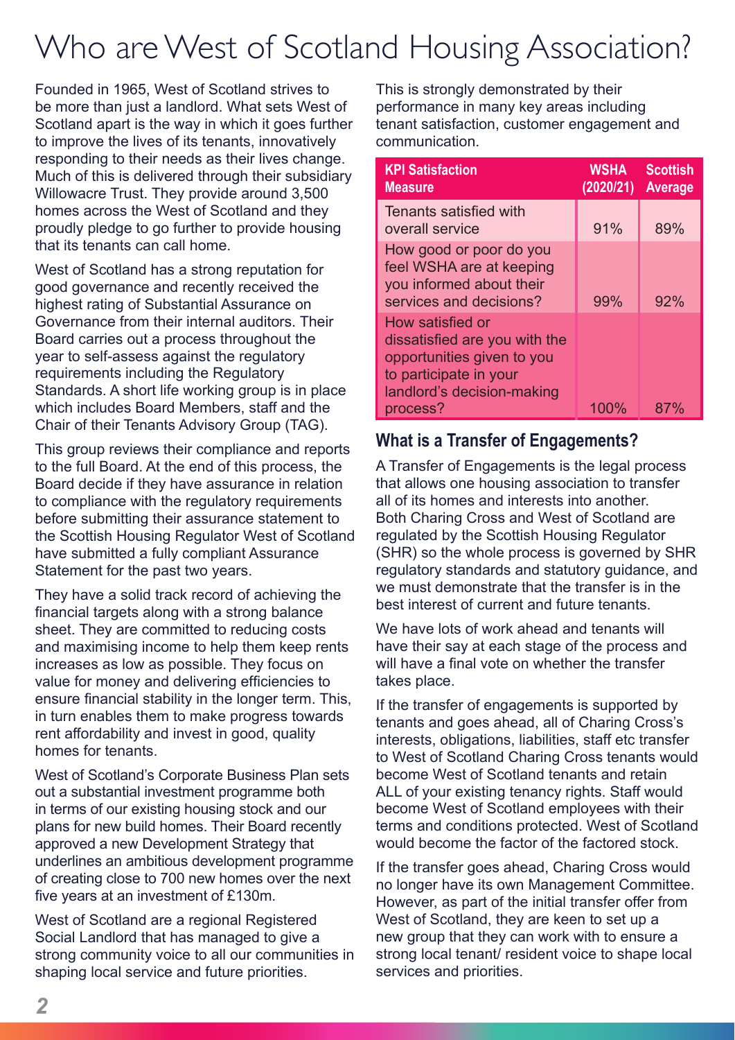# Who are West of Scotland Housing Association?

Founded in 1965, West of Scotland strives to be more than just a landlord. What sets West of Scotland apart is the way in which it goes further to improve the lives of its tenants, innovatively responding to their needs as their lives change. Much of this is delivered through their subsidiary Willowacre Trust. They provide around 3,500 homes across the West of Scotland and they proudly pledge to go further to provide housing that its tenants can call home.

West of Scotland has a strong reputation for good governance and recently received the highest rating of Substantial Assurance on Governance from their internal auditors. Their Board carries out a process throughout the year to self-assess against the regulatory requirements including the Regulatory Standards. A short life working group is in place which includes Board Members, staff and the Chair of their Tenants Advisory Group (TAG).

This group reviews their compliance and reports to the full Board. At the end of this process, the Board decide if they have assurance in relation to compliance with the regulatory requirements before submitting their assurance statement to the Scottish Housing Regulator West of Scotland have submitted a fully compliant Assurance Statement for the past two years.

They have a solid track record of achieving the financial targets along with a strong balance sheet. They are committed to reducing costs and maximising income to help them keep rents increases as low as possible. They focus on value for money and delivering efficiencies to ensure financial stability in the longer term. This, in turn enables them to make progress towards rent affordability and invest in good, quality homes for tenants.

West of Scotland's Corporate Business Plan sets out a substantial investment programme both in terms of our existing housing stock and our plans for new build homes. Their Board recently approved a new Development Strategy that underlines an ambitious development programme of creating close to 700 new homes over the next five years at an investment of £130m.

West of Scotland are a regional Registered Social Landlord that has managed to give a strong community voice to all our communities in shaping local service and future priorities.

This is strongly demonstrated by their performance in many key areas including tenant satisfaction, customer engagement and communication.

| KPI Satisfaction Measure | WSHA (2020/21) | Scottish Average |
|---|---|---|
| Tenants satisfied with overall service | 91% | 89% |
| How good or poor do you feel WSHA are at keeping you informed about their services and decisions? | 99% | 92% |
| How satisfied or dissatisfied are you with the opportunities given to you to participate in your landlord's decision-making process? | 100% | 87% |

## What is a Transfer of Engagements?

A Transfer of Engagements is the legal process that allows one housing association to transfer all of its homes and interests into another. Both Charing Cross and West of Scotland are regulated by the Scottish Housing Regulator (SHR) so the whole process is governed by SHR regulatory standards and statutory guidance, and we must demonstrate that the transfer is in the best interest of current and future tenants.

We have lots of work ahead and tenants will have their say at each stage of the process and will have a final vote on whether the transfer takes place.

If the transfer of engagements is supported by tenants and goes ahead, all of Charing Cross's interests, obligations, liabilities, staff etc transfer to West of Scotland Charing Cross tenants would become West of Scotland tenants and retain ALL of your existing tenancy rights. Staff would become West of Scotland employees with their terms and conditions protected. West of Scotland would become the factor of the factored stock.

If the transfer goes ahead, Charing Cross would no longer have its own Management Committee. However, as part of the initial transfer offer from West of Scotland, they are keen to set up a new group that they can work with to ensure a strong local tenant/ resident voice to shape local services and priorities.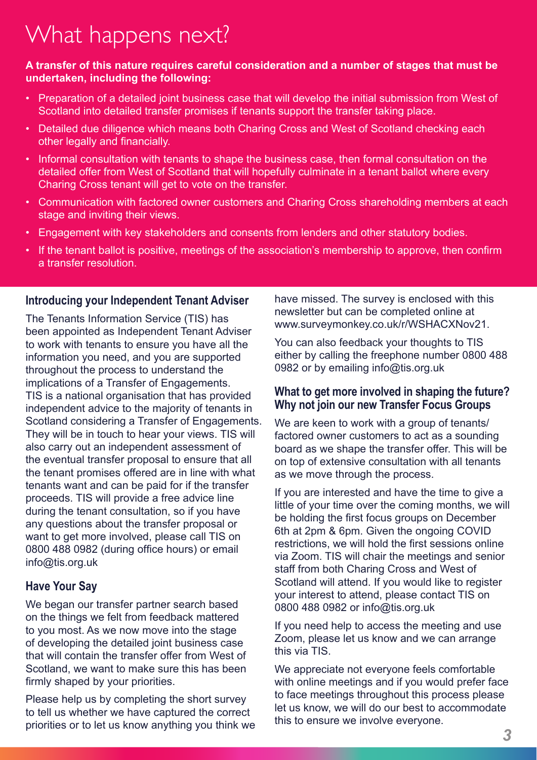# What happens next?

**A transfer of this nature requires careful consideration and a number of stages that must be undertaken, including the following:**

- Preparation of a detailed joint business case that will develop the initial submission from West of Scotland into detailed transfer promises if tenants support the transfer taking place.
- Detailed due diligence which means both Charing Cross and West of Scotland checking each other legally and financially.
- Informal consultation with tenants to shape the business case, then formal consultation on the detailed offer from West of Scotland that will hopefully culminate in a tenant ballot where every Charing Cross tenant will get to vote on the transfer.
- Communication with factored owner customers and Charing Cross shareholding members at each stage and inviting their views.
- Engagement with key stakeholders and consents from lenders and other statutory bodies.
- If the tenant ballot is positive, meetings of the association's membership to approve, then confirm a transfer resolution.

## Introducing your Independent Tenant Adviser

The Tenants Information Service (TIS) has been appointed as Independent Tenant Adviser to work with tenants to ensure you have all the information you need, and you are supported throughout the process to understand the implications of a Transfer of Engagements. TIS is a national organisation that has provided independent advice to the majority of tenants in Scotland considering a Transfer of Engagements. They will be in touch to hear your views. TIS will also carry out an independent assessment of the eventual transfer proposal to ensure that all the tenant promises offered are in line with what tenants want and can be paid for if the transfer proceeds. TIS will provide a free advice line during the tenant consultation, so if you have any questions about the transfer proposal or want to get more involved, please call TIS on 0800 488 0982 (during office hours) or email info@tis.org.uk

## Have Your Say

We began our transfer partner search based on the things we felt from feedback mattered to you most. As we now move into the stage of developing the detailed joint business case that will contain the transfer offer from West of Scotland, we want to make sure this has been firmly shaped by your priorities.

Please help us by completing the short survey to tell us whether we have captured the correct priorities or to let us know anything you think we have missed. The survey is enclosed with this newsletter but can be completed online at www.surveymonkey.co.uk/r/WSHACXNov21.

You can also feedback your thoughts to TIS either by calling the freephone number 0800 488 0982 or by emailing info@tis.org.uk

## What to get more involved in shaping the future? Why not join our new Transfer Focus Groups

We are keen to work with a group of tenants/ factored owner customers to act as a sounding board as we shape the transfer offer. This will be on top of extensive consultation with all tenants as we move through the process.

If you are interested and have the time to give a little of your time over the coming months, we will be holding the first focus groups on December 6th at 2pm & 6pm. Given the ongoing COVID restrictions, we will hold the first sessions online via Zoom. TIS will chair the meetings and senior staff from both Charing Cross and West of Scotland will attend. If you would like to register your interest to attend, please contact TIS on 0800 488 0982 or info@tis.org.uk

If you need help to access the meeting and use Zoom, please let us know and we can arrange this via TIS.

We appreciate not everyone feels comfortable with online meetings and if you would prefer face to face meetings throughout this process please let us know, we will do our best to accommodate this to ensure we involve everyone.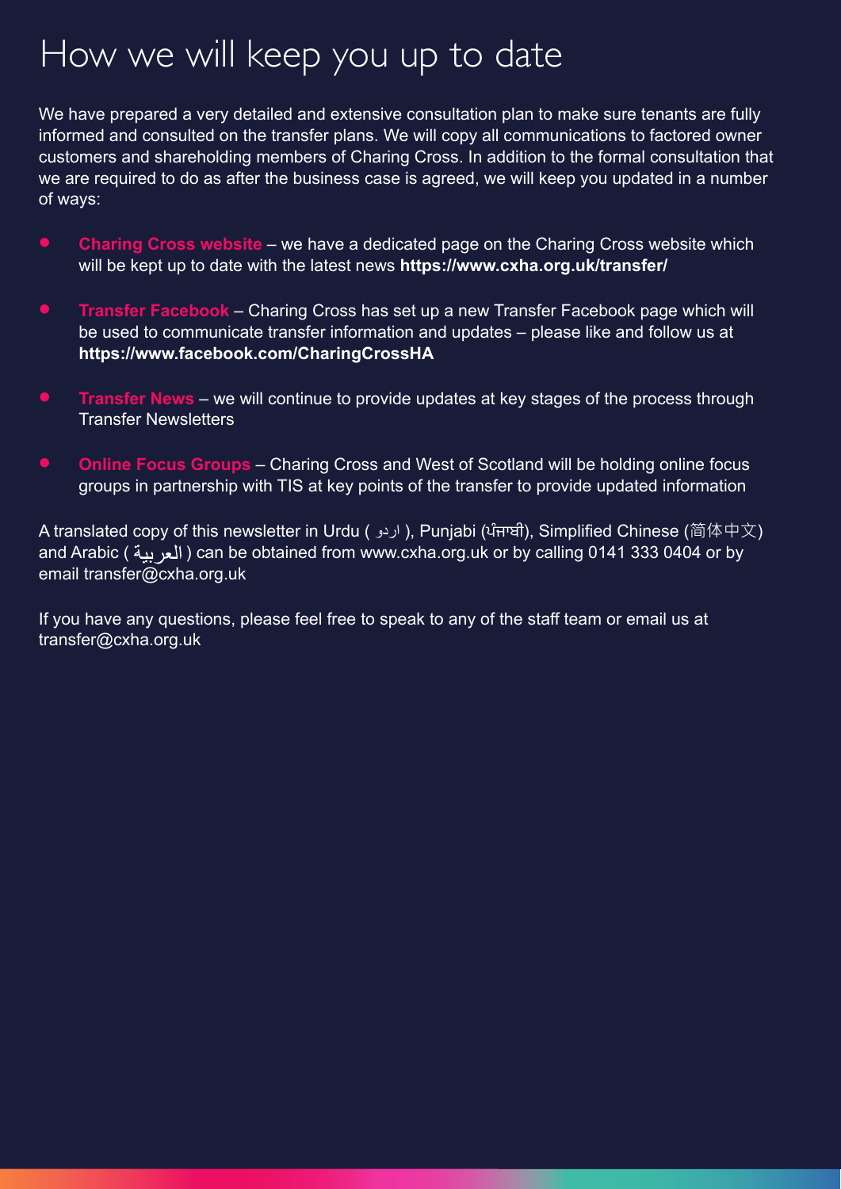# How we will keep you up to date

We have prepared a very detailed and extensive consultation plan to make sure tenants are fully informed and consulted on the transfer plans. We will copy all communications to factored owner customers and shareholding members of Charing Cross. In addition to the formal consultation that we are required to do as after the business case is agreed, we will keep you updated in a number of ways:

- **Charing Cross website** – we have a dedicated page on the Charing Cross website which will be kept up to date with the latest news **https://www.cxha.org.uk/transfer/**
- **Transfer Facebook** – Charing Cross has set up a new Transfer Facebook page which will be used to communicate transfer information and updates – please like and follow us at **https://www.facebook.com/CharingCrossHA**
- **Transfer News** – we will continue to provide updates at key stages of the process through Transfer Newsletters
- **Online Focus Groups** – Charing Cross and West of Scotland will be holding online focus groups in partnership with TIS at key points of the transfer to provide updated information

A translated copy of this newsletter in Urdu ( اردو ), Punjabi (ਪੰਜਾਬੀ), Simplified Chinese (简体中文) and Arabic ( العربية ) can be obtained from www.cxha.org.uk or by calling 0141 333 0404 or by email transfer@cxha.org.uk

If you have any questions, please feel free to speak to any of the staff team or email us at transfer@cxha.org.uk